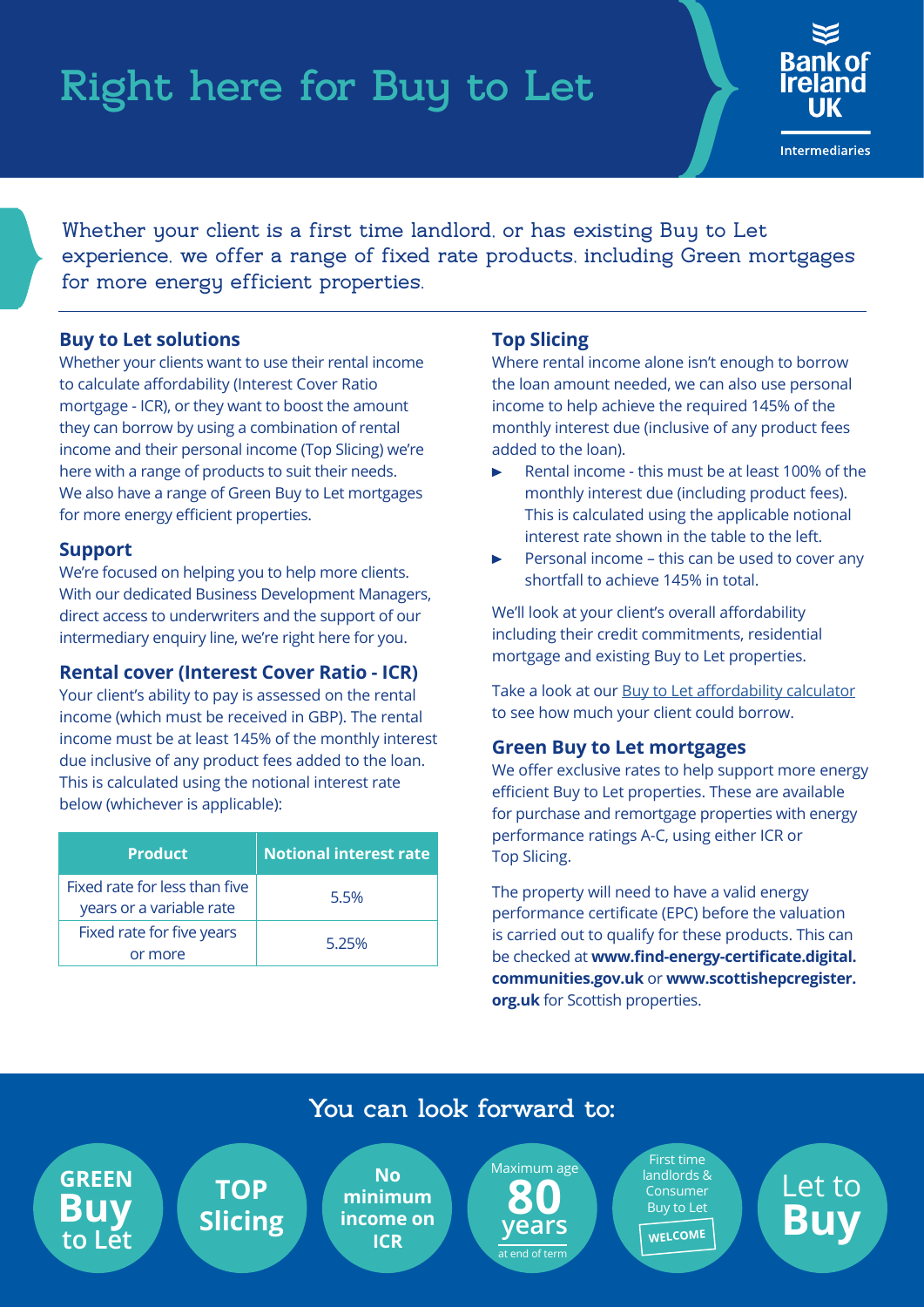# Right here for Buy to Let

Bank of Ireland UK
Intermediaries

Whether your client is a first time landlord, or has existing Buy to Let experience, we offer a range of fixed rate products, including Green mortgages for more energy efficient properties.

### Buy to Let solutions

Whether your clients want to use their rental income to calculate affordability (Interest Cover Ratio mortgage - ICR), or they want to boost the amount they can borrow by using a combination of rental income and their personal income (Top Slicing) we're here with a range of products to suit their needs. We also have a range of Green Buy to Let mortgages for more energy efficient properties.

### Support

We're focused on helping you to help more clients. With our dedicated Business Development Managers, direct access to underwriters and the support of our intermediary enquiry line, we're right here for you.

### Rental cover (Interest Cover Ratio - ICR)

Your client's ability to pay is assessed on the rental income (which must be received in GBP). The rental income must be at least 145% of the monthly interest due inclusive of any product fees added to the loan. This is calculated using the notional interest rate below (whichever is applicable):

| Product | Notional interest rate |
|---|---|
| Fixed rate for less than five years or a variable rate | 5.5% |
| Fixed rate for five years or more | 5.25% |

### Top Slicing

Where rental income alone isn't enough to borrow the loan amount needed, we can also use personal income to help achieve the required 145% of the monthly interest due (inclusive of any product fees added to the loan).

- Rental income - this must be at least 100% of the monthly interest due (including product fees). This is calculated using the applicable notional interest rate shown in the table to the left.
- Personal income – this can be used to cover any shortfall to achieve 145% in total.

We'll look at your client's overall affordability including their credit commitments, residential mortgage and existing Buy to Let properties.

Take a look at our Buy to Let affordability calculator to see how much your client could borrow.

### Green Buy to Let mortgages

We offer exclusive rates to help support more energy efficient Buy to Let properties. These are available for purchase and remortgage properties with energy performance ratings A-C, using either ICR or Top Slicing.

The property will need to have a valid energy performance certificate (EPC) before the valuation is carried out to qualify for these products. This can be checked at **www.find-energy-certificate.digital.communities.gov.uk** or **www.scottishepcregister.org.uk** for Scottish properties.

## You can look forward to:

- GREEN Buy to Let
- TOP Slicing
- No minimum income on ICR
- Maximum age 80 years at end of term
- First time landlords & Consumer Buy to Let WELCOME
- Let to Buy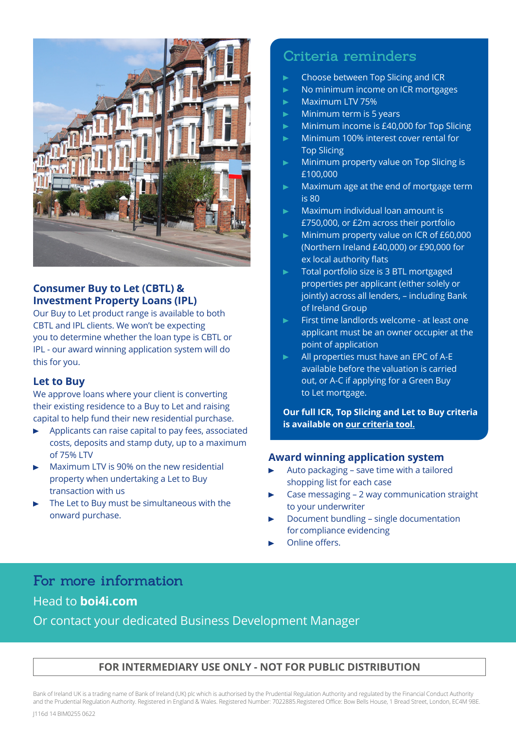## Consumer Buy to Let (CBTL) & Investment Property Loans (IPL)

Our Buy to Let product range is available to both CBTL and IPL clients. We won't be expecting you to determine whether the loan type is CBTL or IPL - our award winning application system will do this for you.

### Let to Buy

We approve loans where your client is converting their existing residence to a Buy to Let and raising capital to help fund their new residential purchase.

- Applicants can raise capital to pay fees, associated costs, deposits and stamp duty, up to a maximum of 75% LTV
- Maximum LTV is 90% on the new residential property when undertaking a Let to Buy transaction with us
- The Let to Buy must be simultaneous with the onward purchase.

## Criteria reminders

- Choose between Top Slicing and ICR
- No minimum income on ICR mortgages
- Maximum LTV 75%
- Minimum term is 5 years
- Minimum income is £40,000 for Top Slicing
- Minimum 100% interest cover rental for Top Slicing
- Minimum property value on Top Slicing is £100,000
- Maximum age at the end of mortgage term is 80
- Maximum individual loan amount is £750,000, or £2m across their portfolio
- Minimum property value on ICR of £60,000 (Northern Ireland £40,000) or £90,000 for ex local authority flats
- Total portfolio size is 3 BTL mortgaged properties per applicant (either solely or jointly) across all lenders, – including Bank of Ireland Group
- First time landlords welcome - at least one applicant must be an owner occupier at the point of application
- All properties must have an EPC of A-E available before the valuation is carried out, or A-C if applying for a Green Buy to Let mortgage.

**Our full ICR, Top Slicing and Let to Buy criteria is available on our criteria tool.**

### Award winning application system

- Auto packaging – save time with a tailored shopping list for each case
- Case messaging – 2 way communication straight to your underwriter
- Document bundling – single documentation for compliance evidencing
- Online offers.

## For more information

Head to **boi4i.com**

Or contact your dedicated Business Development Manager

**FOR INTERMEDIARY USE ONLY - NOT FOR PUBLIC DISTRIBUTION**

Bank of Ireland UK is a trading name of Bank of Ireland (UK) plc which is authorised by the Prudential Regulation Authority and regulated by the Financial Conduct Authority and the Prudential Regulation Authority. Registered in England & Wales. Registered Number: 7022885.Registered Office: Bow Bells House, 1 Bread Street, London, EC4M 9BE.

J116d 14 BIM0255 0622